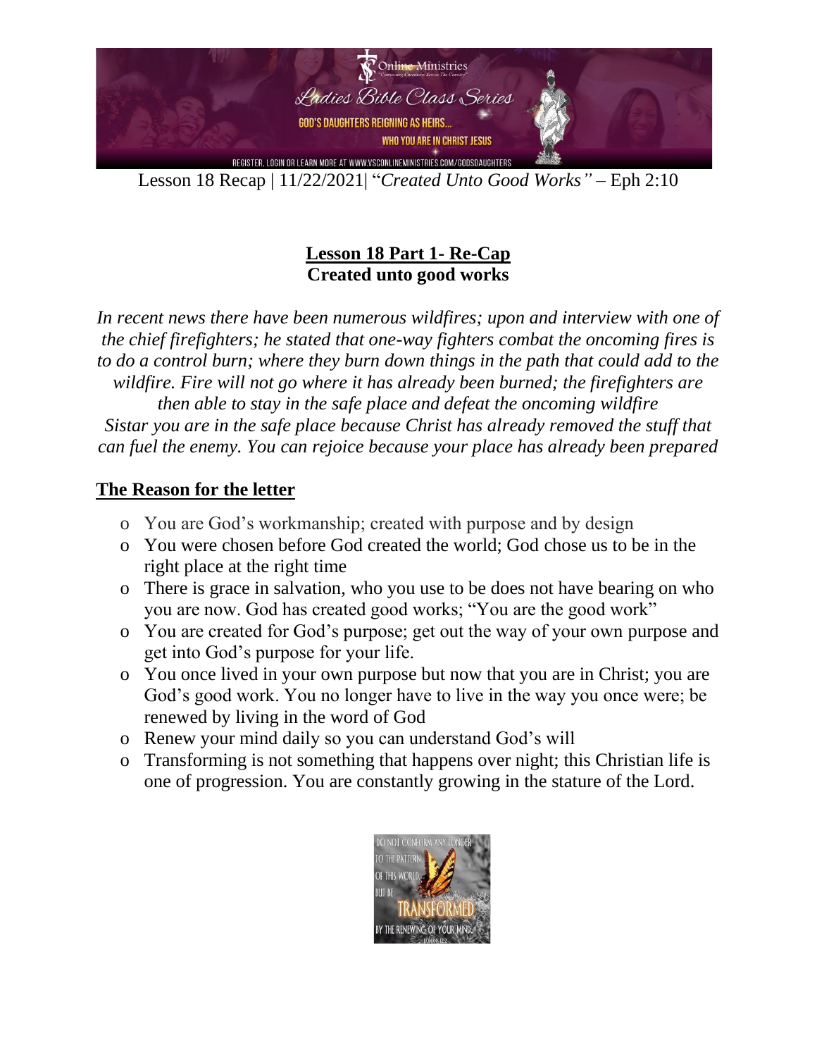Lesson 18 Recap | 11/22/2021| "*Created Unto Good Works"* – Eph 2:10

## Lesson 18 Part 1- Re-Cap
## Created unto good works

*In recent news there have been numerous wildfires; upon and interview with one of the chief firefighters; he stated that one-way fighters combat the oncoming fires is to do a control burn; where they burn down things in the path that could add to the wildfire. Fire will not go where it has already been burned; the firefighters are then able to stay in the safe place and defeat the oncoming wildfire*
*Sistar you are in the safe place because Christ has already removed the stuff that can fuel the enemy. You can rejoice because your place has already been prepared*

### The Reason for the letter

- You are God's workmanship; created with purpose and by design
- You were chosen before God created the world; God chose us to be in the right place at the right time
- There is grace in salvation, who you use to be does not have bearing on who you are now. God has created good works; "You are the good work"
- You are created for God's purpose; get out the way of your own purpose and get into God's purpose for your life.
- You once lived in your own purpose but now that you are in Christ; you are God's good work. You no longer have to live in the way you once were; be renewed by living in the word of God
- Renew your mind daily so you can understand God's will
- Transforming is not something that happens over night; this Christian life is one of progression. You are constantly growing in the stature of the Lord.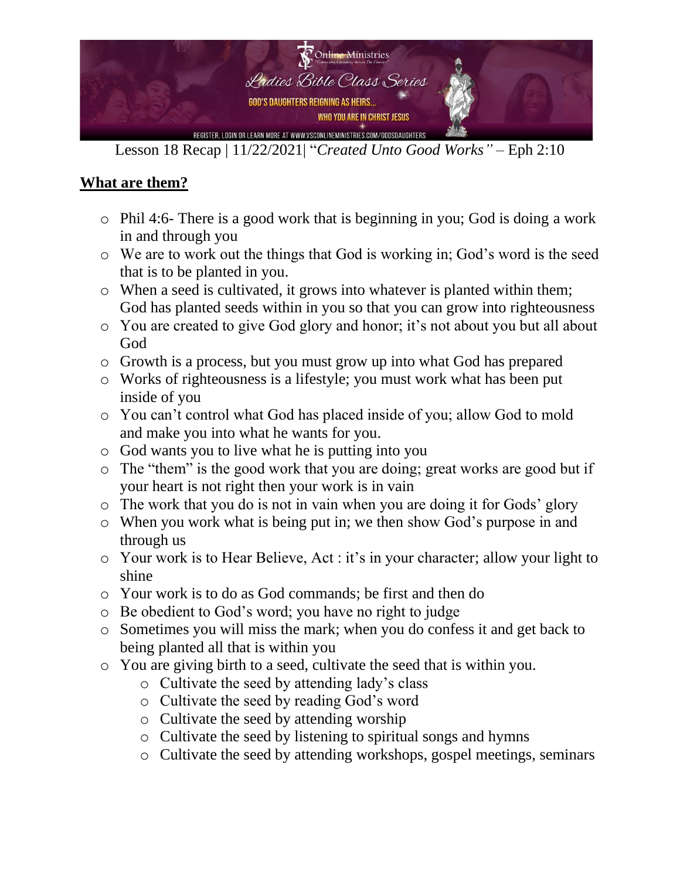Lesson 18 Recap | 11/22/2021| "*Created Unto Good Works"* – Eph 2:10

## **What are them?**

- Phil 4:6- There is a good work that is beginning in you; God is doing a work in and through you
- We are to work out the things that God is working in; God's word is the seed that is to be planted in you.
- When a seed is cultivated, it grows into whatever is planted within them; God has planted seeds within in you so that you can grow into righteousness
- You are created to give God glory and honor; it's not about you but all about God
- Growth is a process, but you must grow up into what God has prepared
- Works of righteousness is a lifestyle; you must work what has been put inside of you
- You can't control what God has placed inside of you; allow God to mold and make you into what he wants for you.
- God wants you to live what he is putting into you
- The "them" is the good work that you are doing; great works are good but if your heart is not right then your work is in vain
- The work that you do is not in vain when you are doing it for Gods' glory
- When you work what is being put in; we then show God's purpose in and through us
- Your work is to Hear Believe, Act : it's in your character; allow your light to shine
- Your work is to do as God commands; be first and then do
- Be obedient to God's word; you have no right to judge
- Sometimes you will miss the mark; when you do confess it and get back to being planted all that is within you
- You are giving birth to a seed, cultivate the seed that is within you.
    - Cultivate the seed by attending lady's class
    - Cultivate the seed by reading God's word
    - Cultivate the seed by attending worship
    - Cultivate the seed by listening to spiritual songs and hymns
    - Cultivate the seed by attending workshops, gospel meetings, seminars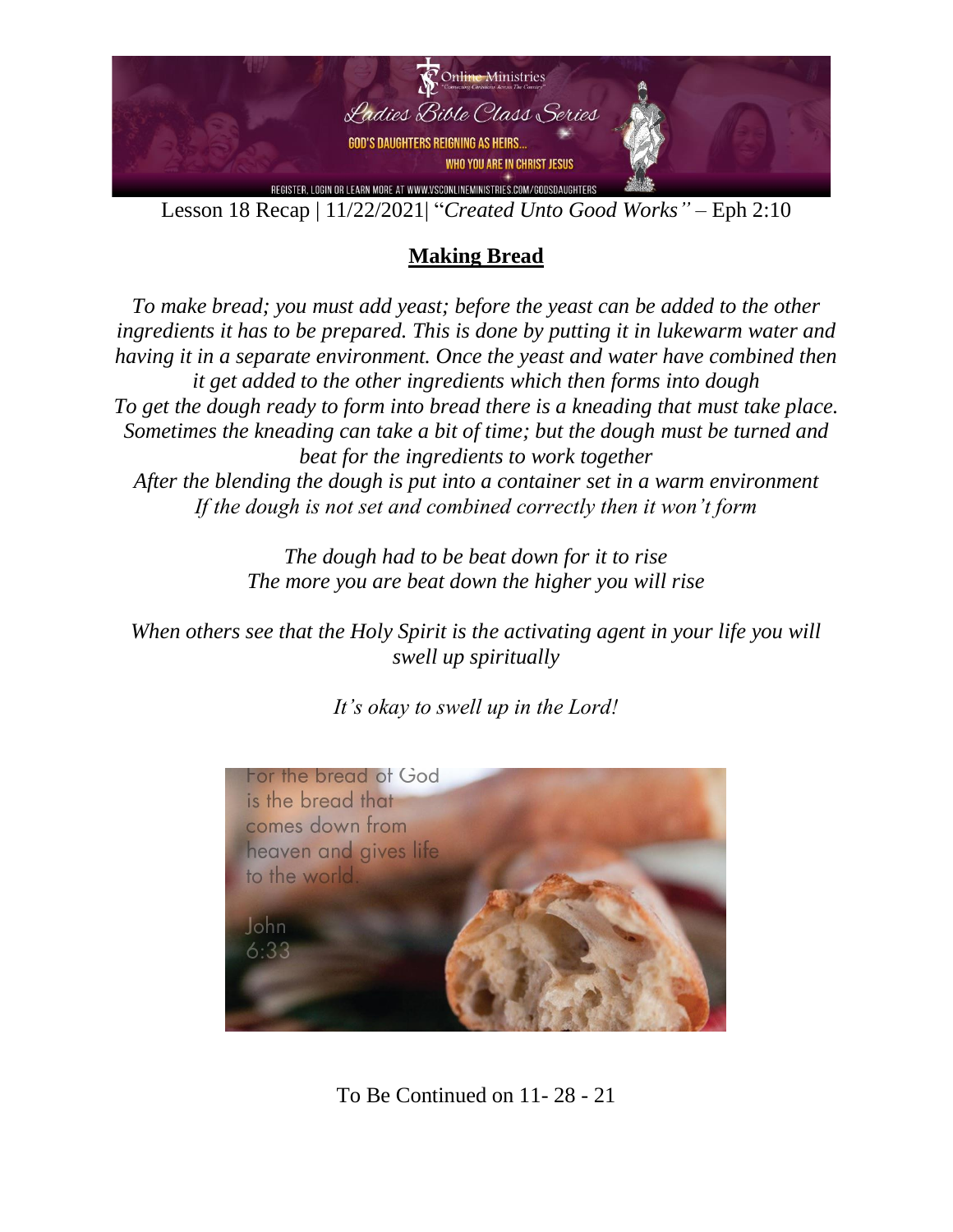Lesson 18 Recap | 11/22/2021| "*Created Unto Good Works"* – Eph 2:10

## **Making Bread**

*To make bread; you must add yeast; before the yeast can be added to the other ingredients it has to be prepared. This is done by putting it in lukewarm water and having it in a separate environment. Once the yeast and water have combined then it get added to the other ingredients which then forms into dough*
*To get the dough ready to form into bread there is a kneading that must take place. Sometimes the kneading can take a bit of time; but the dough must be turned and beat for the ingredients to work together*
*After the blending the dough is put into a container set in a warm environment*
*If the dough is not set and combined correctly then it won't form*

*The dough had to be beat down for it to rise*
*The more you are beat down the higher you will rise*

*When others see that the Holy Spirit is the activating agent in your life you will swell up spiritually*

*It's okay to swell up in the Lord!*

For the bread of God is the bread that comes down from heaven and gives life to the world.

John 6:33

To Be Continued on 11- 28 - 21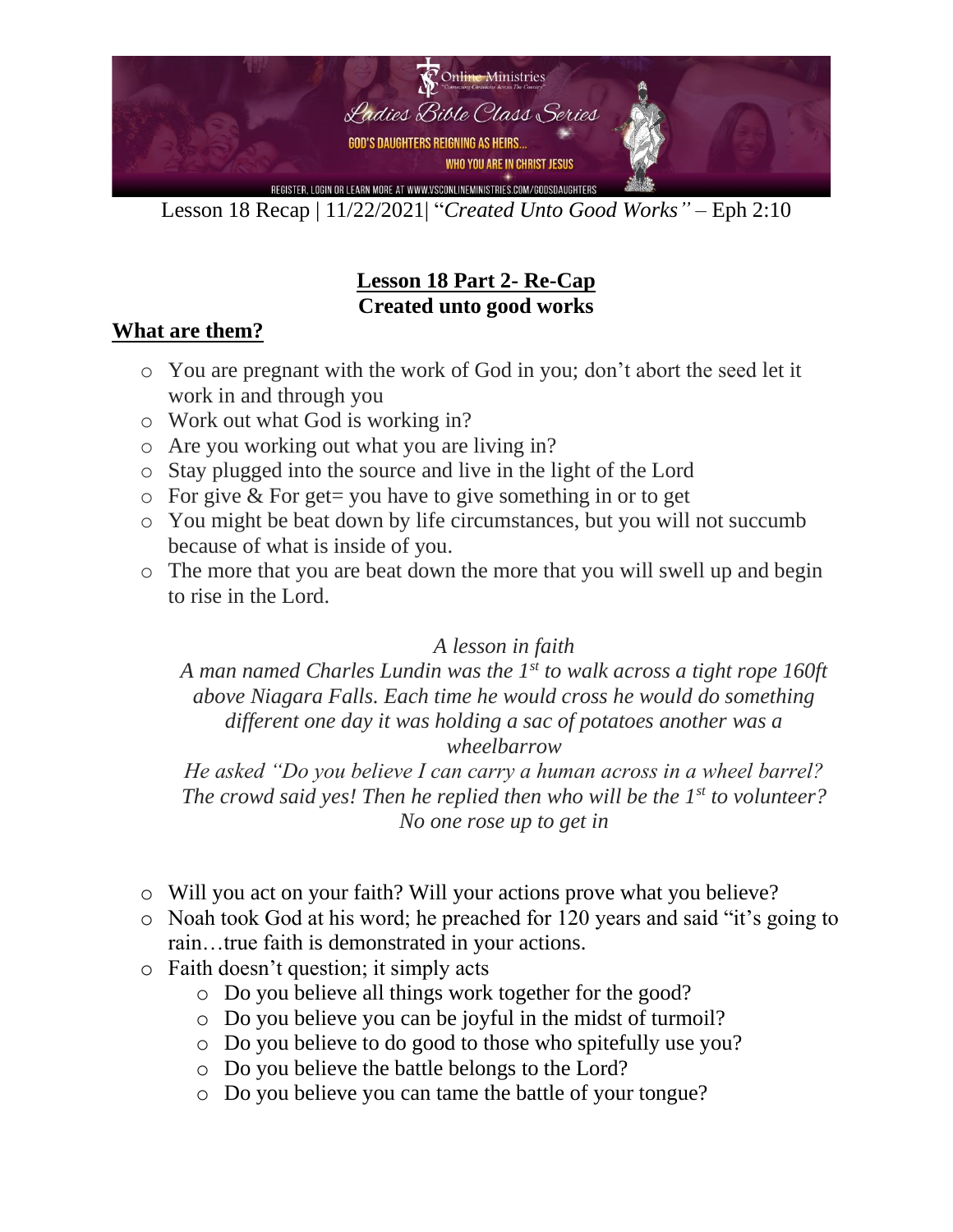Lesson 18 Recap | 11/22/2021| "*Created Unto Good Works"* – Eph 2:10

## Lesson 18 Part 2- Re-Cap
## Created unto good works

### What are them?

- You are pregnant with the work of God in you; don't abort the seed let it work in and through you
- Work out what God is working in?
- Are you working out what you are living in?
- Stay plugged into the source and live in the light of the Lord
- For give & For get= you have to give something in or to get
- You might be beat down by life circumstances, but you will not succumb because of what is inside of you.
- The more that you are beat down the more that you will swell up and begin to rise in the Lord.

*A lesson in faith*

*A man named Charles Lundin was the 1st to walk across a tight rope 160ft above Niagara Falls. Each time he would cross he would do something different one day it was holding a sac of potatoes another was a wheelbarrow*

*He asked "Do you believe I can carry a human across in a wheel barrel? The crowd said yes! Then he replied then who will be the 1st to volunteer? No one rose up to get in*

- Will you act on your faith? Will your actions prove what you believe?
- Noah took God at his word; he preached for 120 years and said "it's going to rain…true faith is demonstrated in your actions.
- Faith doesn't question; it simply acts
  - Do you believe all things work together for the good?
  - Do you believe you can be joyful in the midst of turmoil?
  - Do you believe to do good to those who spitefully use you?
  - Do you believe the battle belongs to the Lord?
  - Do you believe you can tame the battle of your tongue?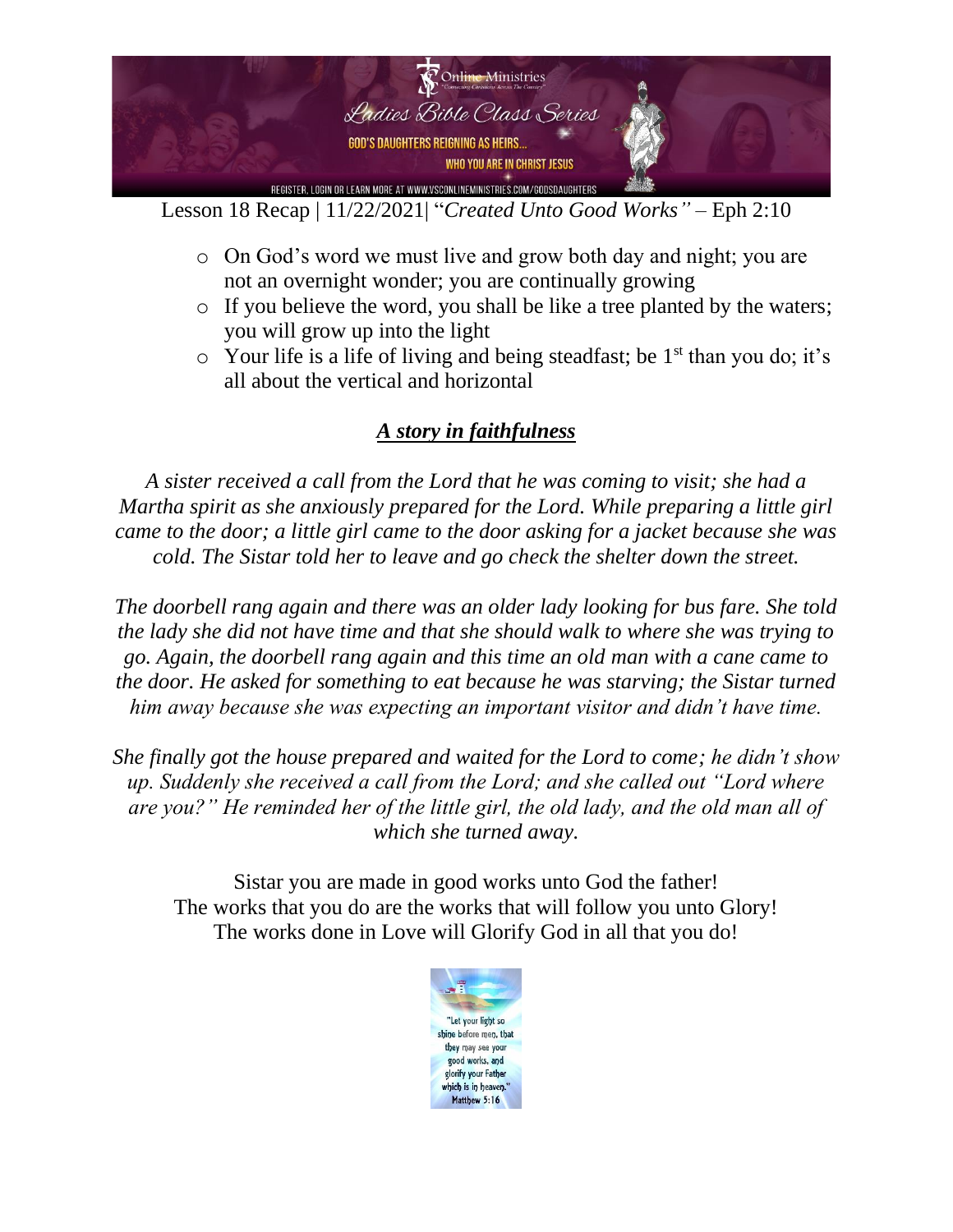Lesson 18 Recap | 11/22/2021| "*Created Unto Good Works"* – Eph 2:10

- On God's word we must live and grow both day and night; you are not an overnight wonder; you are continually growing
- If you believe the word, you shall be like a tree planted by the waters; you will grow up into the light
- Your life is a life of living and being steadfast; be 1st than you do; it's all about the vertical and horizontal

## ***A story in faithfulness***

*A sister received a call from the Lord that he was coming to visit; she had a Martha spirit as she anxiously prepared for the Lord. While preparing a little girl came to the door; a little girl came to the door asking for a jacket because she was cold. The Sistar told her to leave and go check the shelter down the street.*

*The doorbell rang again and there was an older lady looking for bus fare. She told the lady she did not have time and that she should walk to where she was trying to go. Again, the doorbell rang again and this time an old man with a cane came to the door. He asked for something to eat because he was starving; the Sistar turned him away because she was expecting an important visitor and didn't have time.*

*She finally got the house prepared and waited for the Lord to come; he didn't show up. Suddenly she received a call from the Lord; and she called out "Lord where are you?" He reminded her of the little girl, the old lady, and the old man all of which she turned away.*

Sistar you are made in good works unto God the father!
The works that you do are the works that will follow you unto Glory!
The works done in Love will Glorify God in all that you do!

"Let your light so shine before men, that they may see your good works, and glorify your Father which is in heaven."
Matthew 5:16